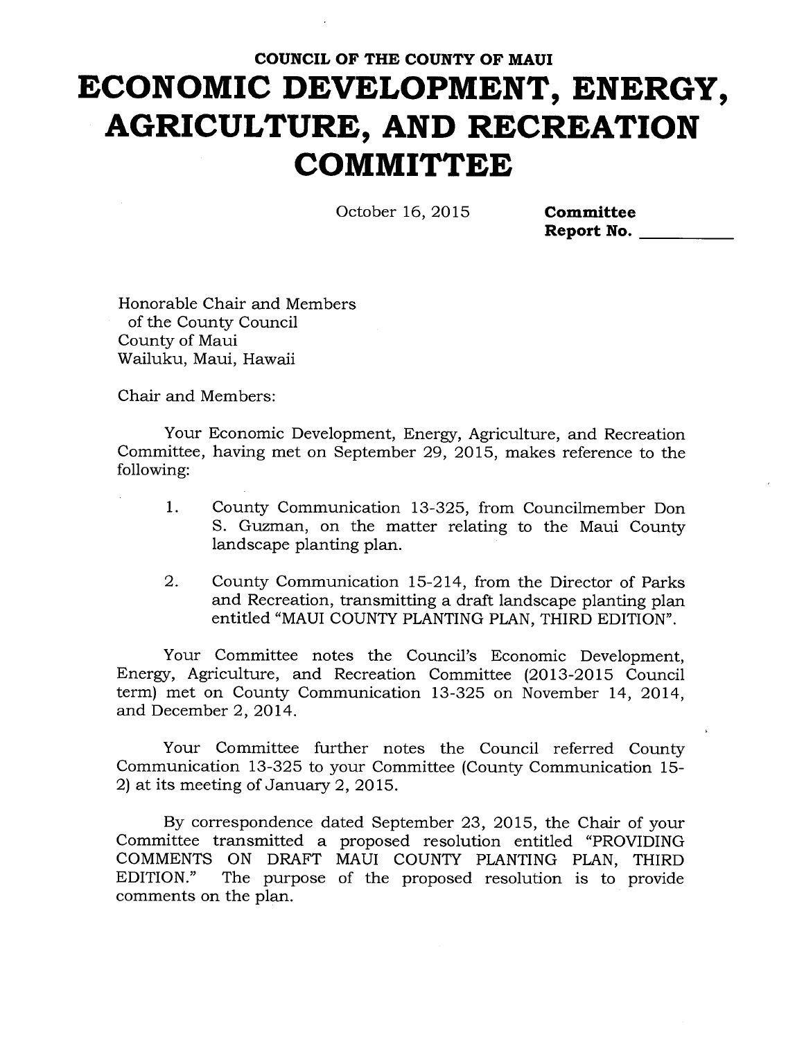**COUNCIL OF THE COUNTY OF MAUI**

# ECONOMIC DEVELOPMENT, ENERGY, AGRICULTURE, AND RECREATION COMMITTEE

October 16, 2015

**Committee Report No. \_\_\_\_\_\_\_\_\_\_**

Honorable Chair and Members
of the County Council
County of Maui
Wailuku, Maui, Hawaii

Chair and Members:

Your Economic Development, Energy, Agriculture, and Recreation Committee, having met on September 29, 2015, makes reference to the following:

1. County Communication 13-325, from Councilmember Don S. Guzman, on the matter relating to the Maui County landscape planting plan.
2. County Communication 15-214, from the Director of Parks and Recreation, transmitting a draft landscape planting plan entitled "MAUI COUNTY PLANTING PLAN, THIRD EDITION".

Your Committee notes the Council's Economic Development, Energy, Agriculture, and Recreation Committee (2013-2015 Council term) met on County Communication 13-325 on November 14, 2014, and December 2, 2014.

Your Committee further notes the Council referred County Communication 13-325 to your Committee (County Communication 15-2) at its meeting of January 2, 2015.

By correspondence dated September 23, 2015, the Chair of your Committee transmitted a proposed resolution entitled "PROVIDING COMMENTS ON DRAFT MAUI COUNTY PLANTING PLAN, THIRD EDITION." The purpose of the proposed resolution is to provide comments on the plan.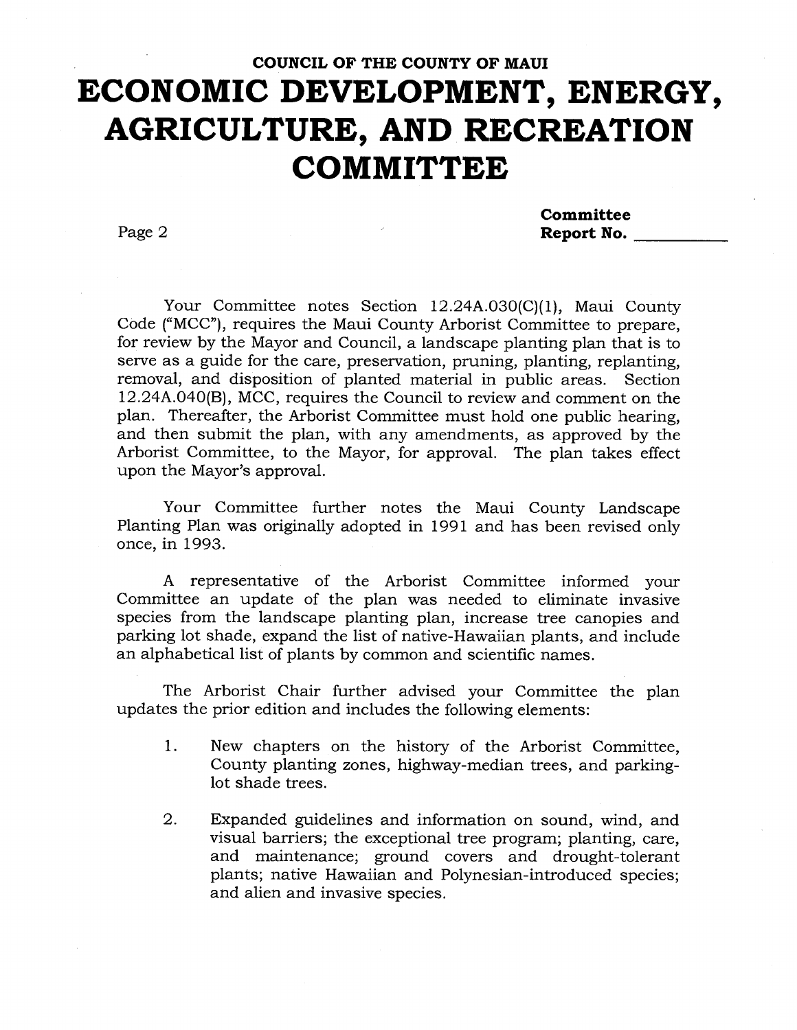**COUNCIL OF THE COUNTY OF MAUI**

# ECONOMIC DEVELOPMENT, ENERGY, AGRICULTURE, AND RECREATION COMMITTEE

**Committee Report No.** ___________

Your Committee notes Section 12.24A.030(C)(1), Maui County Code ("MCC"), requires the Maui County Arborist Committee to prepare, for review by the Mayor and Council, a landscape planting plan that is to serve as a guide for the care, preservation, pruning, planting, replanting, removal, and disposition of planted material in public areas. Section 12.24A.040(B), MCC, requires the Council to review and comment on the plan. Thereafter, the Arborist Committee must hold one public hearing, and then submit the plan, with any amendments, as approved by the Arborist Committee, to the Mayor, for approval. The plan takes effect upon the Mayor's approval.

Your Committee further notes the Maui County Landscape Planting Plan was originally adopted in 1991 and has been revised only once, in 1993.

A representative of the Arborist Committee informed your Committee an update of the plan was needed to eliminate invasive species from the landscape planting plan, increase tree canopies and parking lot shade, expand the list of native-Hawaiian plants, and include an alphabetical list of plants by common and scientific names.

The Arborist Chair further advised your Committee the plan updates the prior edition and includes the following elements:

1. New chapters on the history of the Arborist Committee, County planting zones, highway-median trees, and parking-lot shade trees.

2. Expanded guidelines and information on sound, wind, and visual barriers; the exceptional tree program; planting, care, and maintenance; ground covers and drought-tolerant plants; native Hawaiian and Polynesian-introduced species; and alien and invasive species.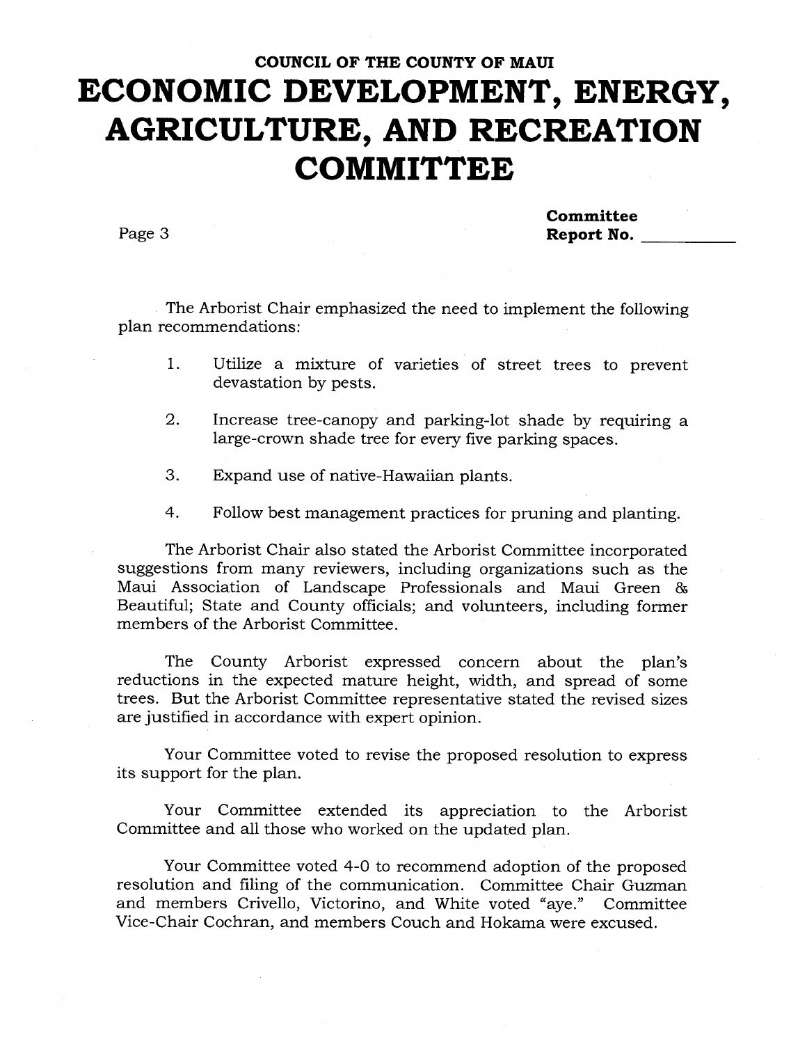The Arborist Chair emphasized the need to implement the following plan recommendations:

1. Utilize a mixture of varieties of street trees to prevent devastation by pests.

2. Increase tree-canopy and parking-lot shade by requiring a large-crown shade tree for every five parking spaces.

3. Expand use of native-Hawaiian plants.

4. Follow best management practices for pruning and planting.

The Arborist Chair also stated the Arborist Committee incorporated suggestions from many reviewers, including organizations such as the Maui Association of Landscape Professionals and Maui Green & Beautiful; State and County officials; and volunteers, including former members of the Arborist Committee.

The County Arborist expressed concern about the plan's reductions in the expected mature height, width, and spread of some trees. But the Arborist Committee representative stated the revised sizes are justified in accordance with expert opinion.

Your Committee voted to revise the proposed resolution to express its support for the plan.

Your Committee extended its appreciation to the Arborist Committee and all those who worked on the updated plan.

Your Committee voted 4-0 to recommend adoption of the proposed resolution and filing of the communication. Committee Chair Guzman and members Crivello, Victorino, and White voted "aye." Committee Vice-Chair Cochran, and members Couch and Hokama were excused.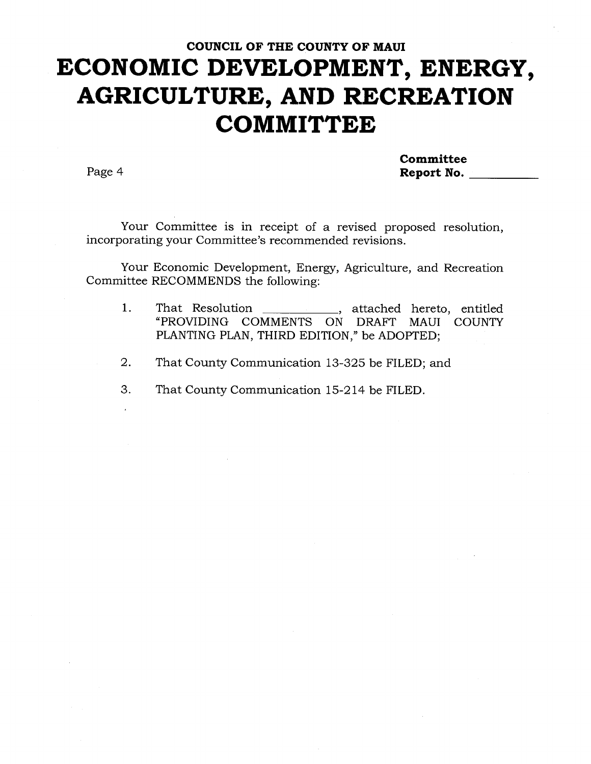COUNCIL OF THE COUNTY OF MAUI

# ECONOMIC DEVELOPMENT, ENERGY, AGRICULTURE, AND RECREATION COMMITTEE

Page 4

**Committee Report No. \_\_\_\_\_\_\_\_\_\_**

Your Committee is in receipt of a revised proposed resolution, incorporating your Committee's recommended revisions.

Your Economic Development, Energy, Agriculture, and Recreation Committee RECOMMENDS the following:

1. That Resolution \_\_\_\_\_\_\_\_\_\_\_\_, attached hereto, entitled "PROVIDING COMMENTS ON DRAFT MAUI COUNTY PLANTING PLAN, THIRD EDITION," be ADOPTED;
2. That County Communication 13-325 be FILED; and
3. That County Communication 15-214 be FILED.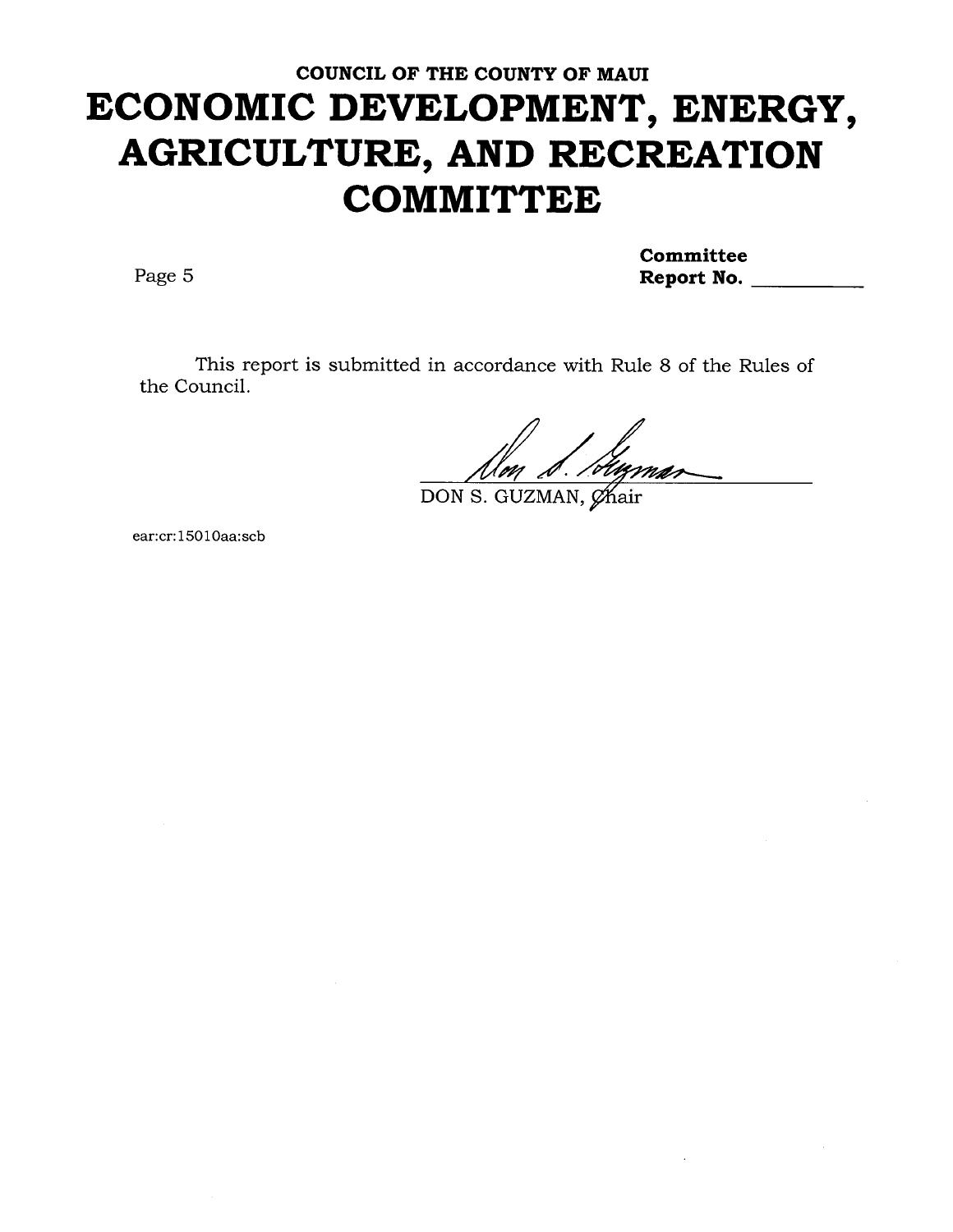**COUNCIL OF THE COUNTY OF MAUI**

# ECONOMIC DEVELOPMENT, ENERGY, AGRICULTURE, AND RECREATION COMMITTEE

**Committee Report No.** \_\_\_\_\_\_\_\_\_\_

This report is submitted in accordance with Rule 8 of the Rules of the Council.

DON S. GUZMAN, Chair

ear:cr:15010aa:scb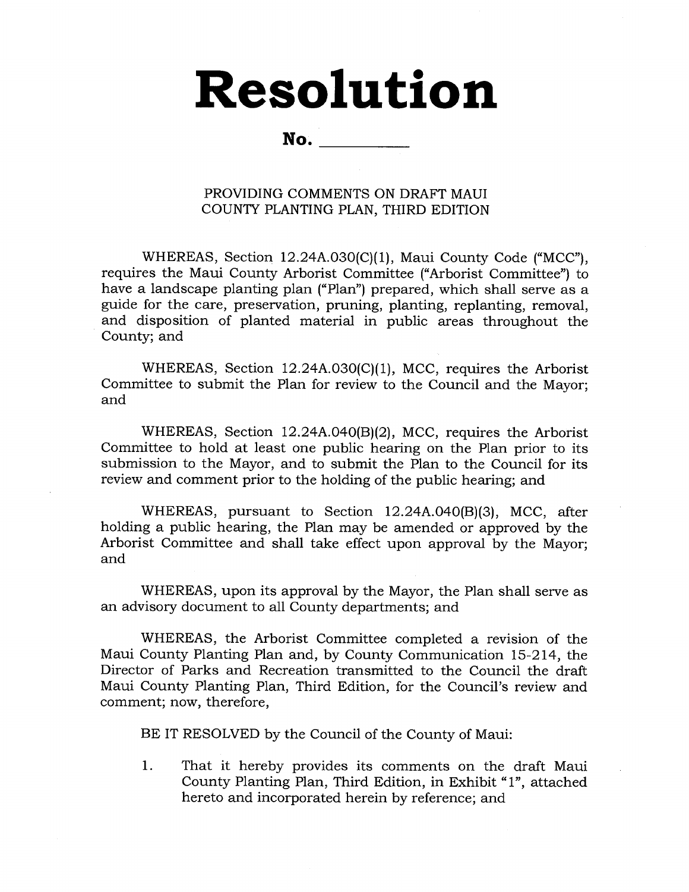# Resolution

**No. \_\_\_\_\_\_\_\_\_\_**

PROVIDING COMMENTS ON DRAFT MAUI COUNTY PLANTING PLAN, THIRD EDITION

WHEREAS, Section 12.24A.030(C)(1), Maui County Code ("MCC"), requires the Maui County Arborist Committee ("Arborist Committee") to have a landscape planting plan ("Plan") prepared, which shall serve as a guide for the care, preservation, pruning, planting, replanting, removal, and disposition of planted material in public areas throughout the County; and

WHEREAS, Section 12.24A.030(C)(1), MCC, requires the Arborist Committee to submit the Plan for review to the Council and the Mayor; and

WHEREAS, Section 12.24A.040(B)(2), MCC, requires the Arborist Committee to hold at least one public hearing on the Plan prior to its submission to the Mayor, and to submit the Plan to the Council for its review and comment prior to the holding of the public hearing; and

WHEREAS, pursuant to Section 12.24A.040(B)(3), MCC, after holding a public hearing, the Plan may be amended or approved by the Arborist Committee and shall take effect upon approval by the Mayor; and

WHEREAS, upon its approval by the Mayor, the Plan shall serve as an advisory document to all County departments; and

WHEREAS, the Arborist Committee completed a revision of the Maui County Planting Plan and, by County Communication 15-214, the Director of Parks and Recreation transmitted to the Council the draft Maui County Planting Plan, Third Edition, for the Council's review and comment; now, therefore,

BE IT RESOLVED by the Council of the County of Maui:

1. That it hereby provides its comments on the draft Maui County Planting Plan, Third Edition, in Exhibit "1", attached hereto and incorporated herein by reference; and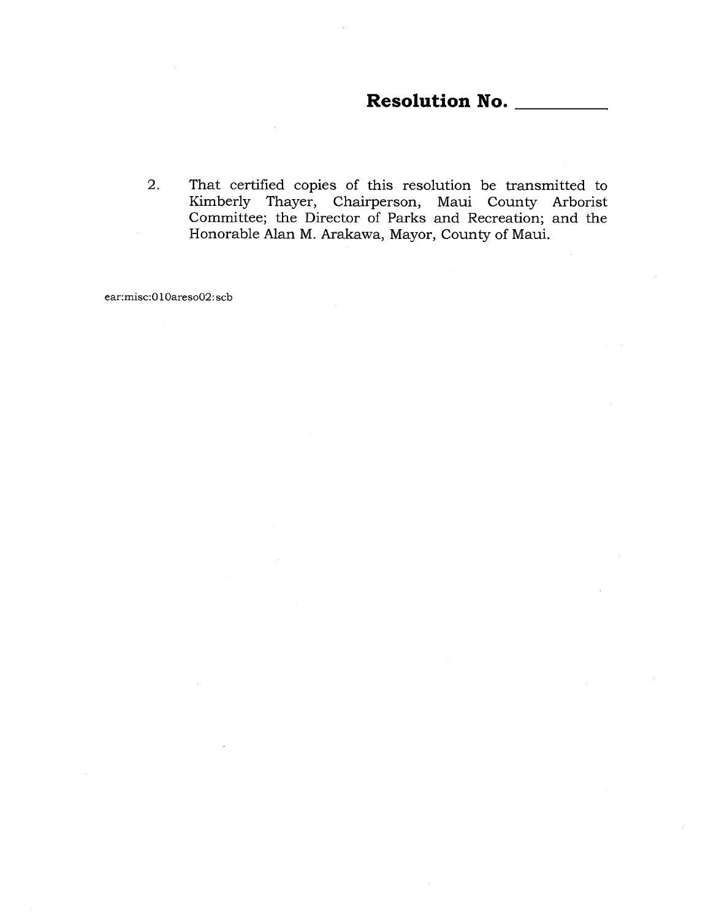**Resolution No. \_\_\_\_\_\_\_\_\_\_**

2. That certified copies of this resolution be transmitted to Kimberly Thayer, Chairperson, Maui County Arborist Committee; the Director of Parks and Recreation; and the Honorable Alan M. Arakawa, Mayor, County of Maui.

ear:misc:010areso02:scb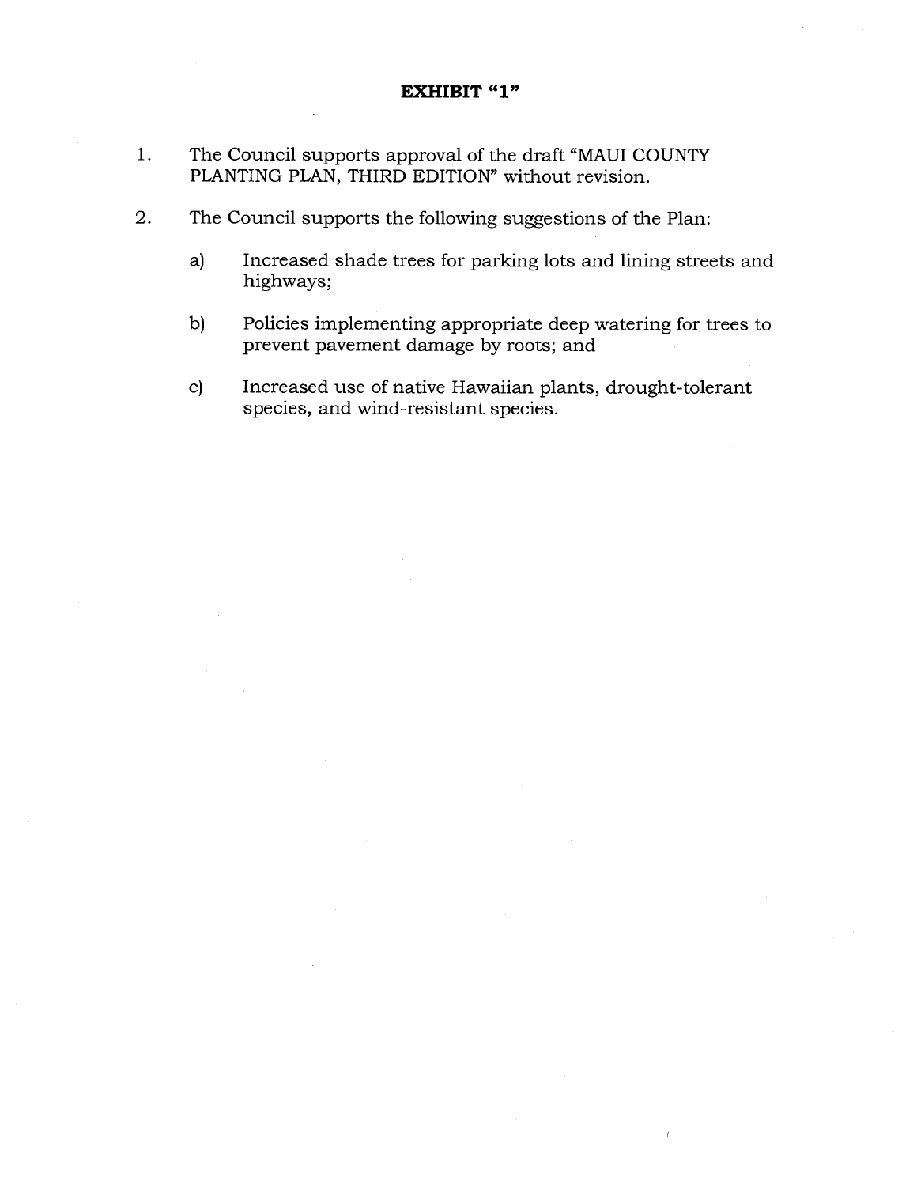**EXHIBIT "1"**

1. The Council supports approval of the draft "MAUI COUNTY PLANTING PLAN, THIRD EDITION" without revision.

2. The Council supports the following suggestions of the Plan:

    a) Increased shade trees for parking lots and lining streets and highways;

    b) Policies implementing appropriate deep watering for trees to prevent pavement damage by roots; and

    c) Increased use of native Hawaiian plants, drought-tolerant species, and wind-resistant species.